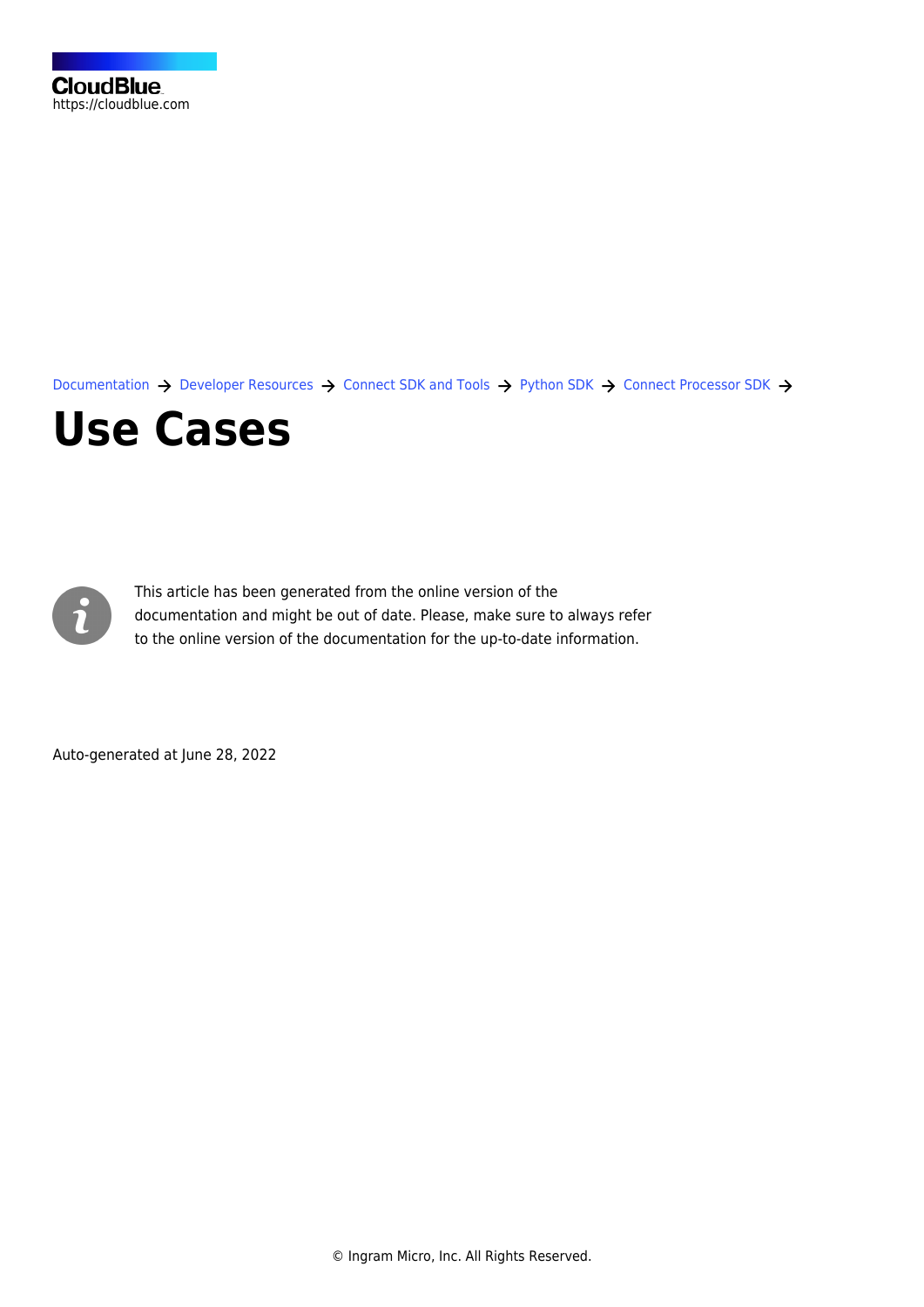CloudBlue
https://cloudblue.com

Documentation → Developer Resources → Connect SDK and Tools → Python SDK → Connect Processor SDK →

# Use Cases

This article has been generated from the online version of the documentation and might be out of date. Please, make sure to always refer to the online version of the documentation for the up-to-date information.

Auto-generated at June 28, 2022

© Ingram Micro, Inc. All Rights Reserved.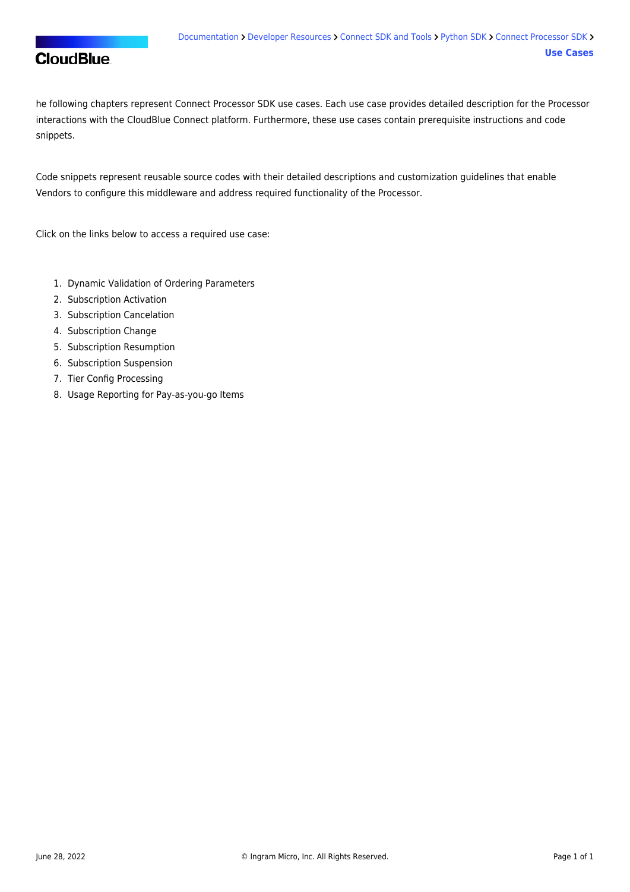he following chapters represent Connect Processor SDK use cases. Each use case provides detailed description for the Processor interactions with the CloudBlue Connect platform. Furthermore, these use cases contain prerequisite instructions and code snippets.

Code snippets represent reusable source codes with their detailed descriptions and customization guidelines that enable Vendors to configure this middleware and address required functionality of the Processor.

Click on the links below to access a required use case:

1. Dynamic Validation of Ordering Parameters
2. Subscription Activation
3. Subscription Cancelation
4. Subscription Change
5. Subscription Resumption
6. Subscription Suspension
7. Tier Config Processing
8. Usage Reporting for Pay-as-you-go Items